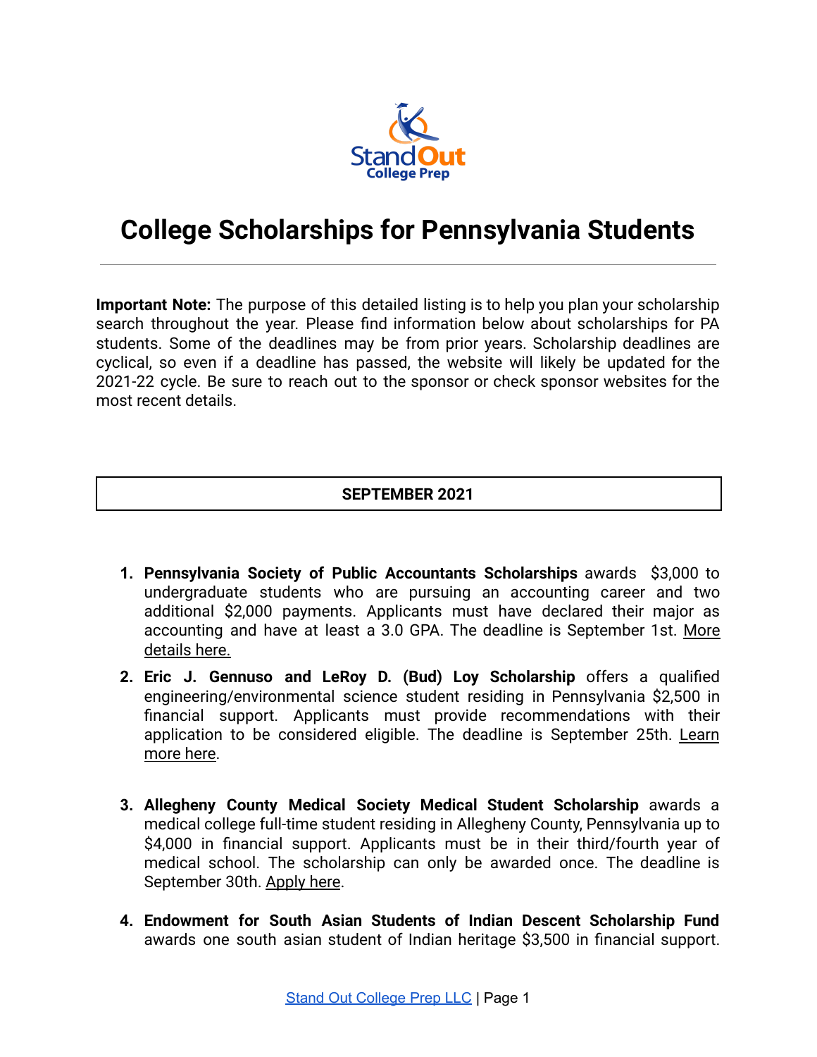# College Scholarships for Pennsylvania Students

---

**Important Note:** The purpose of this detailed listing is to help you plan your scholarship search throughout the year. Please find information below about scholarships for PA students. Some of the deadlines may be from prior years. Scholarship deadlines are cyclical, so even if a deadline has passed, the website will likely be updated for the 2021-22 cycle. Be sure to reach out to the sponsor or check sponsor websites for the most recent details.

## SEPTEMBER 2021

1. **Pennsylvania Society of Public Accountants Scholarships** awards $3,000 to undergraduate students who are pursuing an accounting career and two additional $2,000 payments. Applicants must have declared their major as accounting and have at least a 3.0 GPA. The deadline is September 1st. More details here.
2. **Eric J. Gennuso and LeRoy D. (Bud) Loy Scholarship** offers a qualified engineering/environmental science student residing in Pennsylvania $2,500 in financial support. Applicants must provide recommendations with their application to be considered eligible. The deadline is September 25th. Learn more here.
3. **Allegheny County Medical Society Medical Student Scholarship** awards a medical college full-time student residing in Allegheny County, Pennsylvania up to $4,000 in financial support. Applicants must be in their third/fourth year of medical school. The scholarship can only be awarded once. The deadline is September 30th. Apply here.
4. **Endowment for South Asian Students of Indian Descent Scholarship Fund** awards one south asian student of Indian heritage $3,500 in financial support.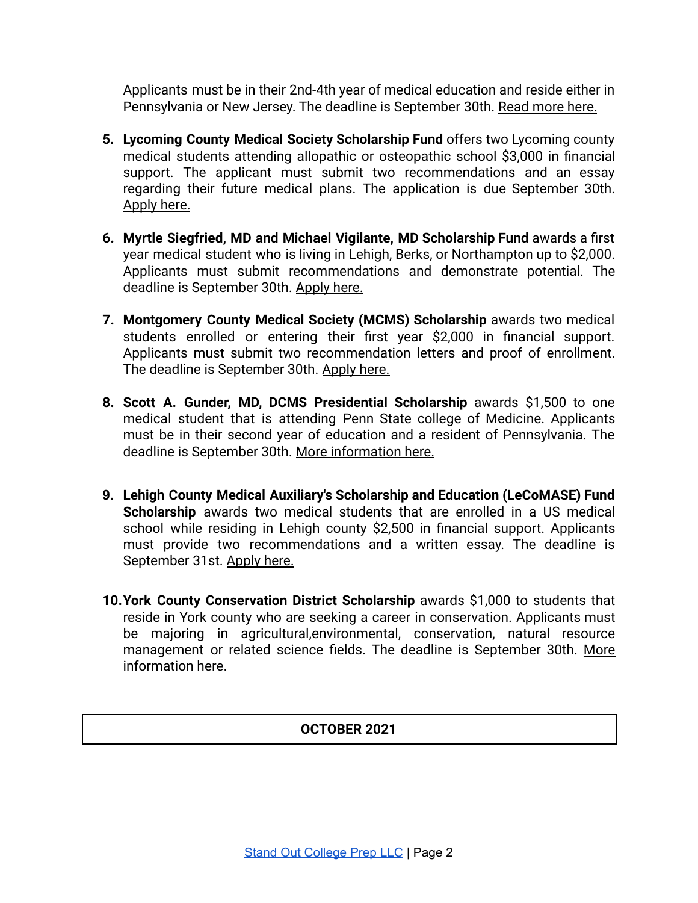Applicants must be in their 2nd-4th year of medical education and reside either in Pennsylvania or New Jersey. The deadline is September 30th. Read more here.

5. **Lycoming County Medical Society Scholarship Fund** offers two Lycoming county medical students attending allopathic or osteopathic school $3,000 in financial support. The applicant must submit two recommendations and an essay regarding their future medical plans. The application is due September 30th. Apply here.

6. **Myrtle Siegfried, MD and Michael Vigilante, MD Scholarship Fund** awards a first year medical student who is living in Lehigh, Berks, or Northampton up to $2,000. Applicants must submit recommendations and demonstrate potential. The deadline is September 30th. Apply here.

7. **Montgomery County Medical Society (MCMS) Scholarship** awards two medical students enrolled or entering their first year $2,000 in financial support. Applicants must submit two recommendation letters and proof of enrollment. The deadline is September 30th. Apply here.

8. **Scott A. Gunder, MD, DCMS Presidential Scholarship** awards $1,500 to one medical student that is attending Penn State college of Medicine. Applicants must be in their second year of education and a resident of Pennsylvania. The deadline is September 30th. More information here.

9. **Lehigh County Medical Auxiliary's Scholarship and Education (LeCoMASE) Fund Scholarship** awards two medical students that are enrolled in a US medical school while residing in Lehigh county $2,500 in financial support. Applicants must provide two recommendations and a written essay. The deadline is September 31st. Apply here.

10. **York County Conservation District Scholarship** awards $1,000 to students that reside in York county who are seeking a career in conservation. Applicants must be majoring in agricultural,environmental, conservation, natural resource management or related science fields. The deadline is September 30th. More information here.

## OCTOBER 2021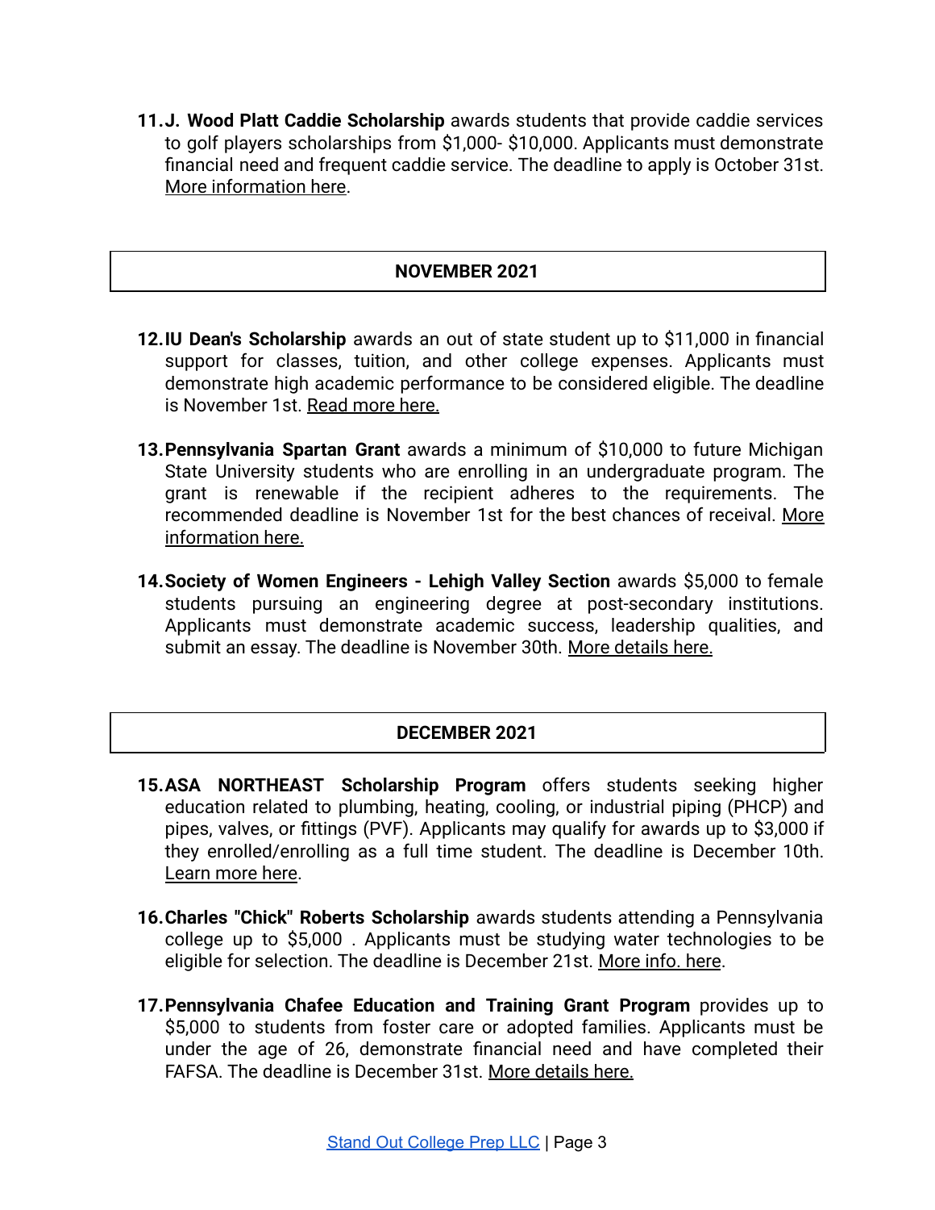11. **J. Wood Platt Caddie Scholarship** awards students that provide caddie services to golf players scholarships from $1,000- $10,000. Applicants must demonstrate financial need and frequent caddie service. The deadline to apply is October 31st. More information here.

## NOVEMBER 2021

12. **IU Dean's Scholarship** awards an out of state student up to $11,000 in financial support for classes, tuition, and other college expenses. Applicants must demonstrate high academic performance to be considered eligible. The deadline is November 1st. Read more here.

13. **Pennsylvania Spartan Grant** awards a minimum of $10,000 to future Michigan State University students who are enrolling in an undergraduate program. The grant is renewable if the recipient adheres to the requirements. The recommended deadline is November 1st for the best chances of receival. More information here.

14. **Society of Women Engineers - Lehigh Valley Section** awards $5,000 to female students pursuing an engineering degree at post-secondary institutions. Applicants must demonstrate academic success, leadership qualities, and submit an essay. The deadline is November 30th. More details here.

## DECEMBER 2021

15. **ASA NORTHEAST Scholarship Program** offers students seeking higher education related to plumbing, heating, cooling, or industrial piping (PHCP) and pipes, valves, or fittings (PVF). Applicants may qualify for awards up to $3,000 if they enrolled/enrolling as a full time student. The deadline is December 10th. Learn more here.

16. **Charles "Chick" Roberts Scholarship** awards students attending a Pennsylvania college up to $5,000 . Applicants must be studying water technologies to be eligible for selection. The deadline is December 21st. More info. here.

17. **Pennsylvania Chafee Education and Training Grant Program** provides up to $5,000 to students from foster care or adopted families. Applicants must be under the age of 26, demonstrate financial need and have completed their FAFSA. The deadline is December 31st. More details here.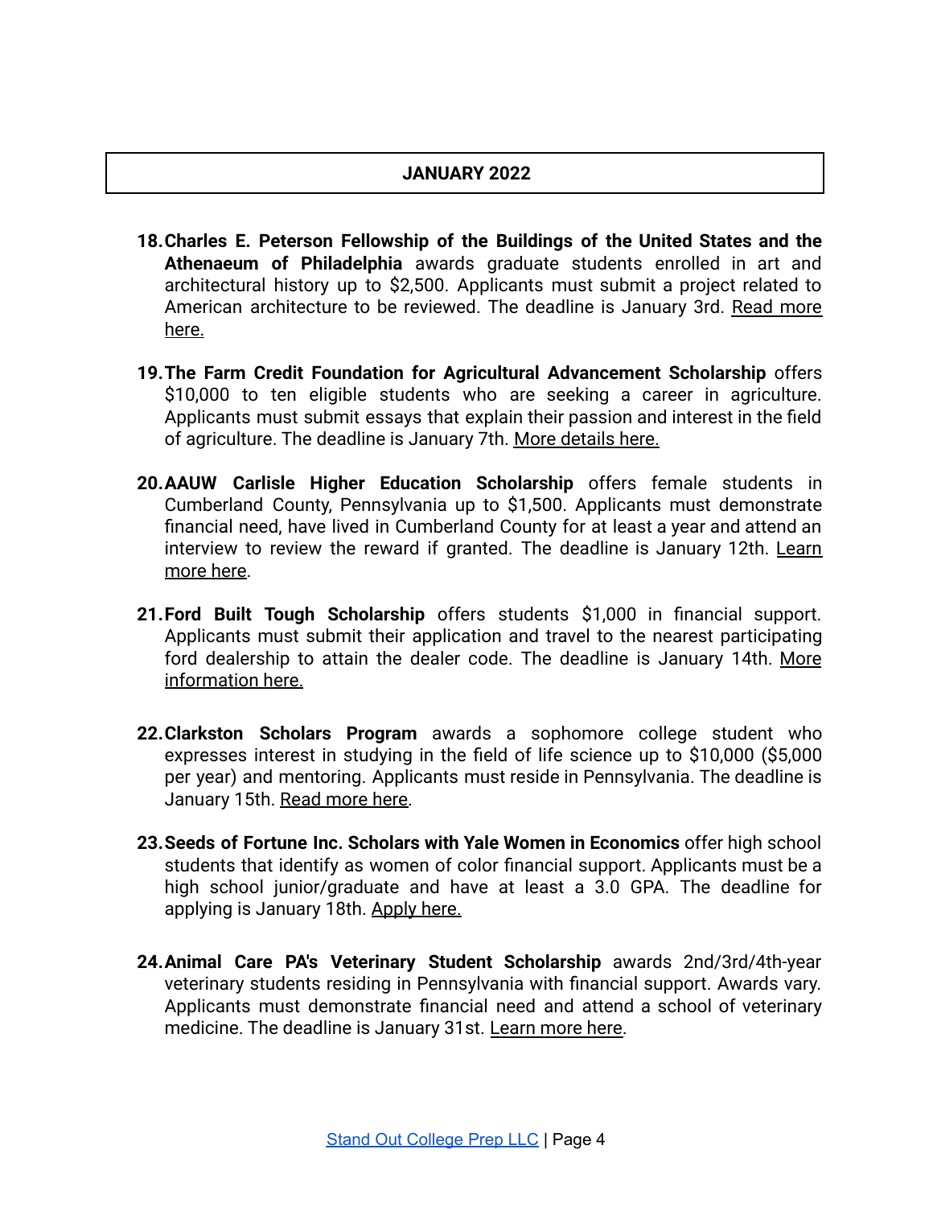## JANUARY 2022

18. **Charles E. Peterson Fellowship of the Buildings of the United States and the Athenaeum of Philadelphia** awards graduate students enrolled in art and architectural history up to $2,500. Applicants must submit a project related to American architecture to be reviewed. The deadline is January 3rd. Read more here.

19. **The Farm Credit Foundation for Agricultural Advancement Scholarship** offers $10,000 to ten eligible students who are seeking a career in agriculture. Applicants must submit essays that explain their passion and interest in the field of agriculture. The deadline is January 7th. More details here.

20. **AAUW Carlisle Higher Education Scholarship** offers female students in Cumberland County, Pennsylvania up to $1,500. Applicants must demonstrate financial need, have lived in Cumberland County for at least a year and attend an interview to review the reward if granted. The deadline is January 12th. Learn more here.

21. **Ford Built Tough Scholarship** offers students $1,000 in financial support. Applicants must submit their application and travel to the nearest participating ford dealership to attain the dealer code. The deadline is January 14th. More information here.

22. **Clarkston Scholars Program** awards a sophomore college student who expresses interest in studying in the field of life science up to $10,000 ($5,000 per year) and mentoring. Applicants must reside in Pennsylvania. The deadline is January 15th. Read more here.

23. **Seeds of Fortune Inc. Scholars with Yale Women in Economics** offer high school students that identify as women of color financial support. Applicants must be a high school junior/graduate and have at least a 3.0 GPA. The deadline for applying is January 18th. Apply here.

24. **Animal Care PA's Veterinary Student Scholarship** awards 2nd/3rd/4th-year veterinary students residing in Pennsylvania with financial support. Awards vary. Applicants must demonstrate financial need and attend a school of veterinary medicine. The deadline is January 31st. Learn more here.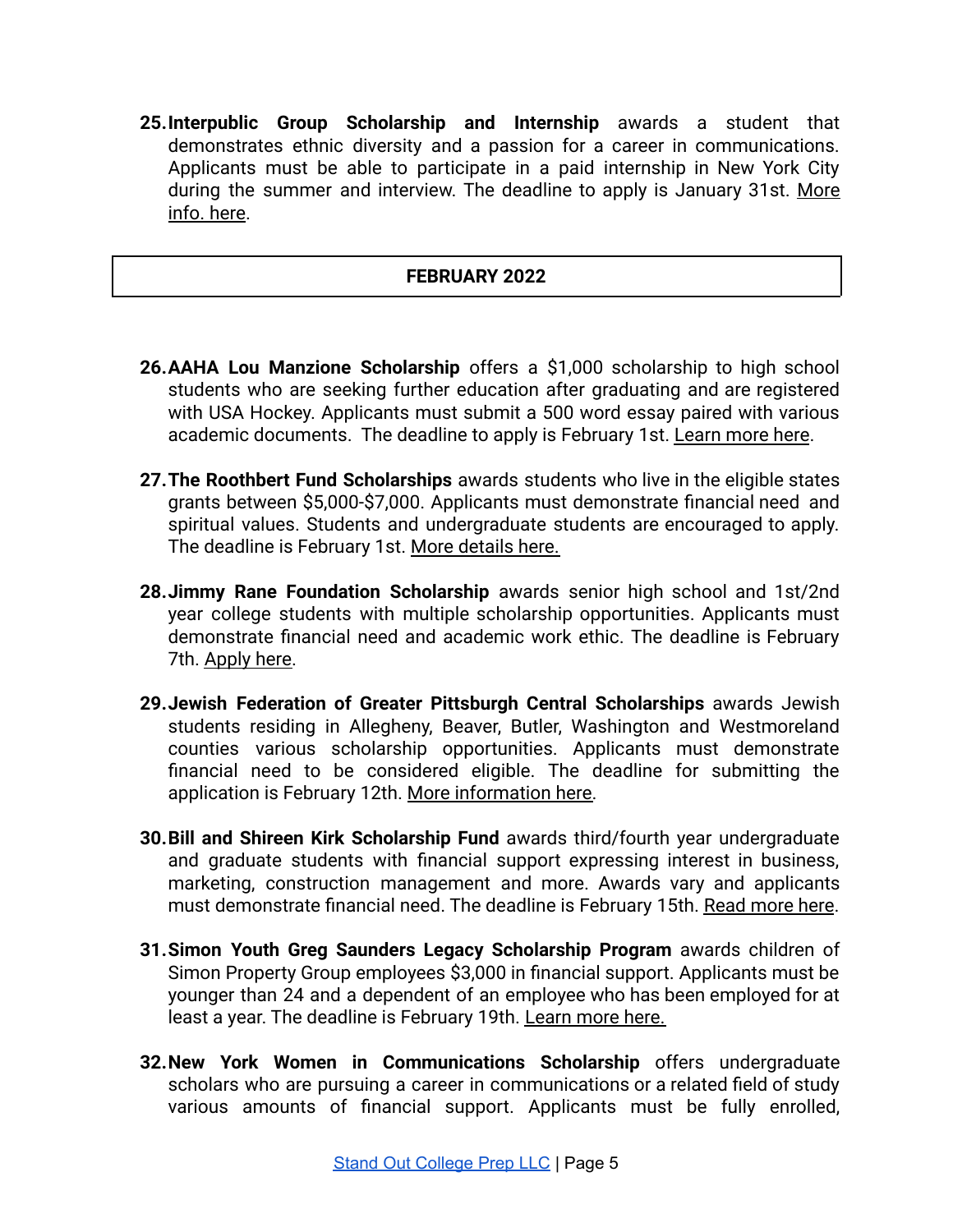25. **Interpublic Group Scholarship and Internship** awards a student that demonstrates ethnic diversity and a passion for a career in communications. Applicants must be able to participate in a paid internship in New York City during the summer and interview. The deadline to apply is January 31st. More info. here.

## FEBRUARY 2022

26. **AAHA Lou Manzione Scholarship** offers a $1,000 scholarship to high school students who are seeking further education after graduating and are registered with USA Hockey. Applicants must submit a 500 word essay paired with various academic documents. The deadline to apply is February 1st. Learn more here.

27. **The Roothbert Fund Scholarships** awards students who live in the eligible states grants between $5,000-$7,000. Applicants must demonstrate financial need and spiritual values. Students and undergraduate students are encouraged to apply. The deadline is February 1st. More details here.

28. **Jimmy Rane Foundation Scholarship** awards senior high school and 1st/2nd year college students with multiple scholarship opportunities. Applicants must demonstrate financial need and academic work ethic. The deadline is February 7th. Apply here.

29. **Jewish Federation of Greater Pittsburgh Central Scholarships** awards Jewish students residing in Allegheny, Beaver, Butler, Washington and Westmoreland counties various scholarship opportunities. Applicants must demonstrate financial need to be considered eligible. The deadline for submitting the application is February 12th. More information here.

30. **Bill and Shireen Kirk Scholarship Fund** awards third/fourth year undergraduate and graduate students with financial support expressing interest in business, marketing, construction management and more. Awards vary and applicants must demonstrate financial need. The deadline is February 15th. Read more here.

31. **Simon Youth Greg Saunders Legacy Scholarship Program** awards children of Simon Property Group employees $3,000 in financial support. Applicants must be younger than 24 and a dependent of an employee who has been employed for at least a year. The deadline is February 19th. Learn more here.

32. **New York Women in Communications Scholarship** offers undergraduate scholars who are pursuing a career in communications or a related field of study various amounts of financial support. Applicants must be fully enrolled,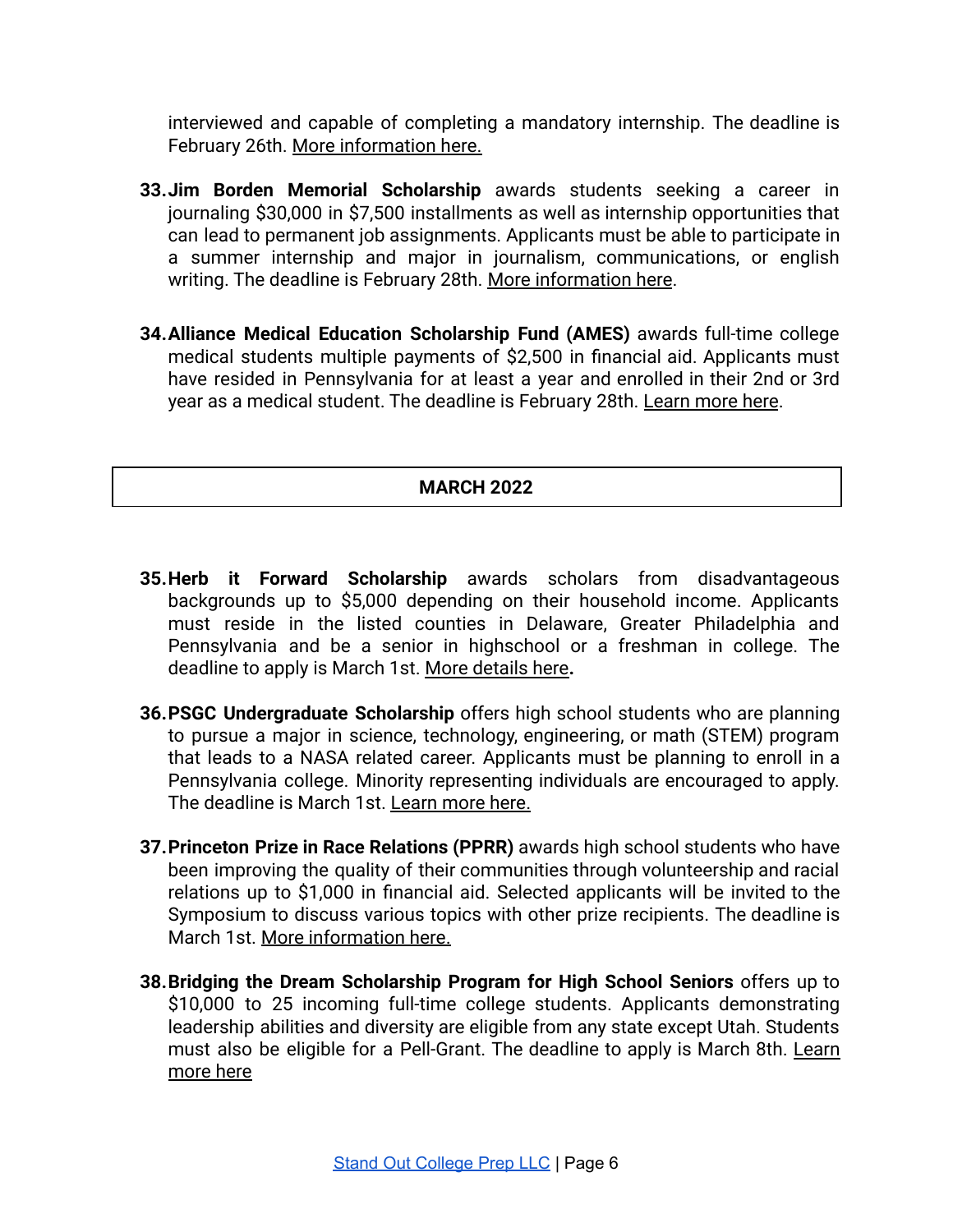interviewed and capable of completing a mandatory internship. The deadline is February 26th. More information here.

33. **Jim Borden Memorial Scholarship** awards students seeking a career in journaling $30,000 in $7,500 installments as well as internship opportunities that can lead to permanent job assignments. Applicants must be able to participate in a summer internship and major in journalism, communications, or english writing. The deadline is February 28th. More information here.

34. **Alliance Medical Education Scholarship Fund (AMES)** awards full-time college medical students multiple payments of $2,500 in financial aid. Applicants must have resided in Pennsylvania for at least a year and enrolled in their 2nd or 3rd year as a medical student. The deadline is February 28th. Learn more here.

## MARCH 2022

35. **Herb it Forward Scholarship** awards scholars from disadvantageous backgrounds up to $5,000 depending on their household income. Applicants must reside in the listed counties in Delaware, Greater Philadelphia and Pennsylvania and be a senior in highschool or a freshman in college. The deadline to apply is March 1st. More details here**.**

36. **PSGC Undergraduate Scholarship** offers high school students who are planning to pursue a major in science, technology, engineering, or math (STEM) program that leads to a NASA related career. Applicants must be planning to enroll in a Pennsylvania college. Minority representing individuals are encouraged to apply. The deadline is March 1st. Learn more here.

37. **Princeton Prize in Race Relations (PPRR)** awards high school students who have been improving the quality of their communities through volunteership and racial relations up to $1,000 in financial aid. Selected applicants will be invited to the Symposium to discuss various topics with other prize recipients. The deadline is March 1st. More information here.

38. **Bridging the Dream Scholarship Program for High School Seniors** offers up to $10,000 to 25 incoming full-time college students. Applicants demonstrating leadership abilities and diversity are eligible from any state except Utah. Students must also be eligible for a Pell-Grant. The deadline to apply is March 8th. Learn more here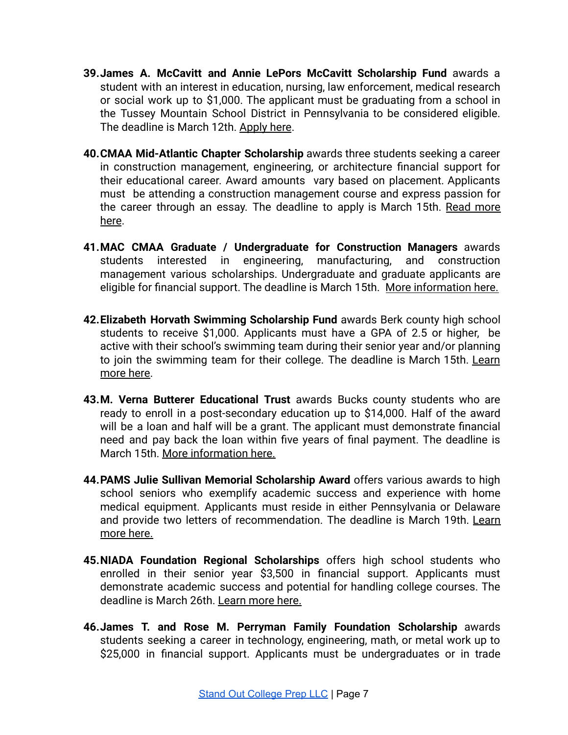39. **James A. McCavitt and Annie LePors McCavitt Scholarship Fund** awards a student with an interest in education, nursing, law enforcement, medical research or social work up to $1,000. The applicant must be graduating from a school in the Tussey Mountain School District in Pennsylvania to be considered eligible. The deadline is March 12th. Apply here.

40. **CMAA Mid-Atlantic Chapter Scholarship** awards three students seeking a career in construction management, engineering, or architecture financial support for their educational career. Award amounts vary based on placement. Applicants must be attending a construction management course and express passion for the career through an essay. The deadline to apply is March 15th. Read more here.

41. **MAC CMAA Graduate / Undergraduate for Construction Managers** awards students interested in engineering, manufacturing, and construction management various scholarships. Undergraduate and graduate applicants are eligible for financial support. The deadline is March 15th. More information here.

42. **Elizabeth Horvath Swimming Scholarship Fund** awards Berk county high school students to receive $1,000. Applicants must have a GPA of 2.5 or higher, be active with their school's swimming team during their senior year and/or planning to join the swimming team for their college. The deadline is March 15th. Learn more here.

43. **M. Verna Butterer Educational Trust** awards Bucks county students who are ready to enroll in a post-secondary education up to $14,000. Half of the award will be a loan and half will be a grant. The applicant must demonstrate financial need and pay back the loan within five years of final payment. The deadline is March 15th. More information here.

44. **PAMS Julie Sullivan Memorial Scholarship Award** offers various awards to high school seniors who exemplify academic success and experience with home medical equipment. Applicants must reside in either Pennsylvania or Delaware and provide two letters of recommendation. The deadline is March 19th. Learn more here.

45. **NIADA Foundation Regional Scholarships** offers high school students who enrolled in their senior year $3,500 in financial support. Applicants must demonstrate academic success and potential for handling college courses. The deadline is March 26th. Learn more here.

46. **James T. and Rose M. Perryman Family Foundation Scholarship** awards students seeking a career in technology, engineering, math, or metal work up to $25,000 in financial support. Applicants must be undergraduates or in trade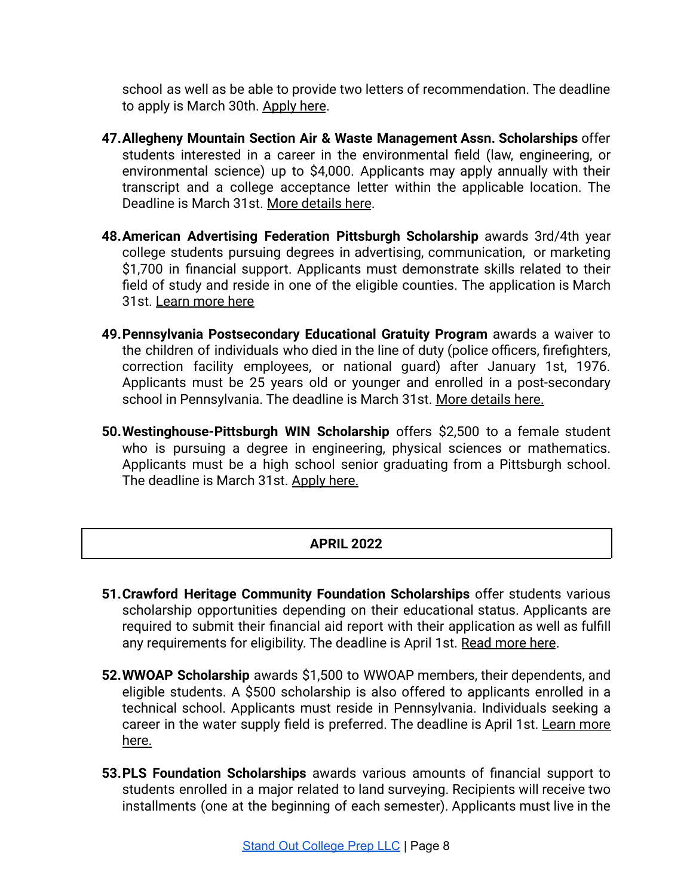school as well as be able to provide two letters of recommendation. The deadline to apply is March 30th. Apply here.

47. **Allegheny Mountain Section Air & Waste Management Assn. Scholarships** offer students interested in a career in the environmental field (law, engineering, or environmental science) up to $4,000. Applicants may apply annually with their transcript and a college acceptance letter within the applicable location. The Deadline is March 31st. More details here.

48. **American Advertising Federation Pittsburgh Scholarship** awards 3rd/4th year college students pursuing degrees in advertising, communication, or marketing $1,700 in financial support. Applicants must demonstrate skills related to their field of study and reside in one of the eligible counties. The application is March 31st. Learn more here

49. **Pennsylvania Postsecondary Educational Gratuity Program** awards a waiver to the children of individuals who died in the line of duty (police officers, firefighters, correction facility employees, or national guard) after January 1st, 1976. Applicants must be 25 years old or younger and enrolled in a post-secondary school in Pennsylvania. The deadline is March 31st. More details here.

50. **Westinghouse-Pittsburgh WIN Scholarship** offers $2,500 to a female student who is pursuing a degree in engineering, physical sciences or mathematics. Applicants must be a high school senior graduating from a Pittsburgh school. The deadline is March 31st. Apply here.

## APRIL 2022

51. **Crawford Heritage Community Foundation Scholarships** offer students various scholarship opportunities depending on their educational status. Applicants are required to submit their financial aid report with their application as well as fulfill any requirements for eligibility. The deadline is April 1st. Read more here.

52. **WWOAP Scholarship** awards $1,500 to WWOAP members, their dependents, and eligible students. A $500 scholarship is also offered to applicants enrolled in a technical school. Applicants must reside in Pennsylvania. Individuals seeking a career in the water supply field is preferred. The deadline is April 1st. Learn more here.

53. **PLS Foundation Scholarships** awards various amounts of financial support to students enrolled in a major related to land surveying. Recipients will receive two installments (one at the beginning of each semester). Applicants must live in the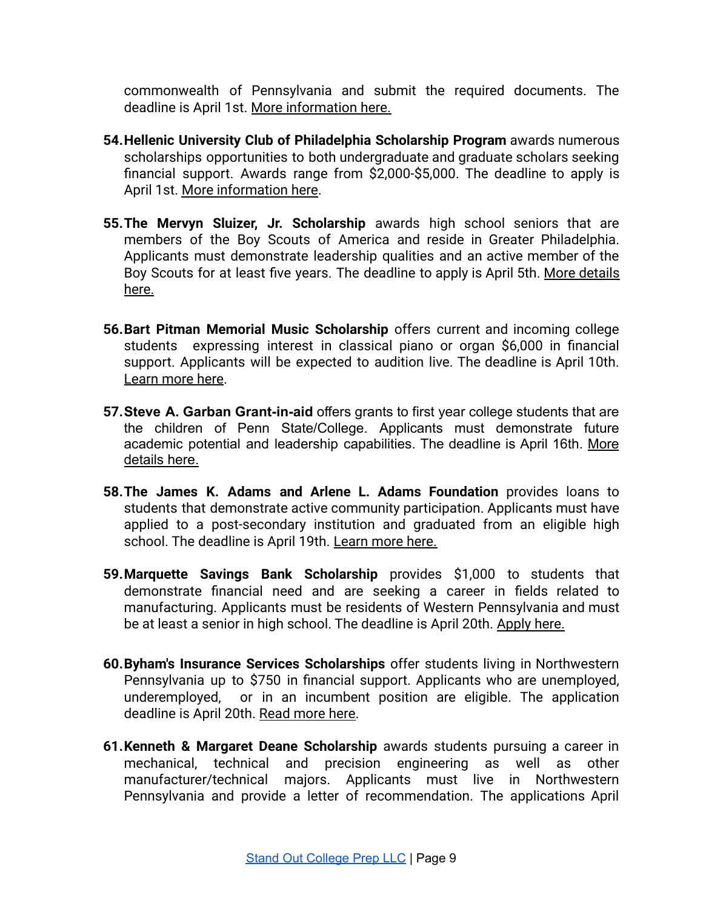commonwealth of Pennsylvania and submit the required documents. The deadline is April 1st. More information here.

54. **Hellenic University Club of Philadelphia Scholarship Program** awards numerous scholarships opportunities to both undergraduate and graduate scholars seeking financial support. Awards range from $2,000-$5,000. The deadline to apply is April 1st. More information here.

55. **The Mervyn Sluizer, Jr. Scholarship** awards high school seniors that are members of the Boy Scouts of America and reside in Greater Philadelphia. Applicants must demonstrate leadership qualities and an active member of the Boy Scouts for at least five years. The deadline to apply is April 5th. More details here.

56. **Bart Pitman Memorial Music Scholarship** offers current and incoming college students expressing interest in classical piano or organ $6,000 in financial support. Applicants will be expected to audition live. The deadline is April 10th. Learn more here.

57. **Steve A. Garban Grant-in-aid** offers grants to first year college students that are the children of Penn State/College. Applicants must demonstrate future academic potential and leadership capabilities. The deadline is April 16th. More details here.

58. **The James K. Adams and Arlene L. Adams Foundation** provides loans to students that demonstrate active community participation. Applicants must have applied to a post-secondary institution and graduated from an eligible high school. The deadline is April 19th. Learn more here.

59. **Marquette Savings Bank Scholarship** provides $1,000 to students that demonstrate financial need and are seeking a career in fields related to manufacturing. Applicants must be residents of Western Pennsylvania and must be at least a senior in high school. The deadline is April 20th. Apply here.

60. **Byham's Insurance Services Scholarships** offer students living in Northwestern Pennsylvania up to $750 in financial support. Applicants who are unemployed, underemployed, or in an incumbent position are eligible. The application deadline is April 20th. Read more here.

61. **Kenneth & Margaret Deane Scholarship** awards students pursuing a career in mechanical, technical and precision engineering as well as other manufacturer/technical majors. Applicants must live in Northwestern Pennsylvania and provide a letter of recommendation. The applications April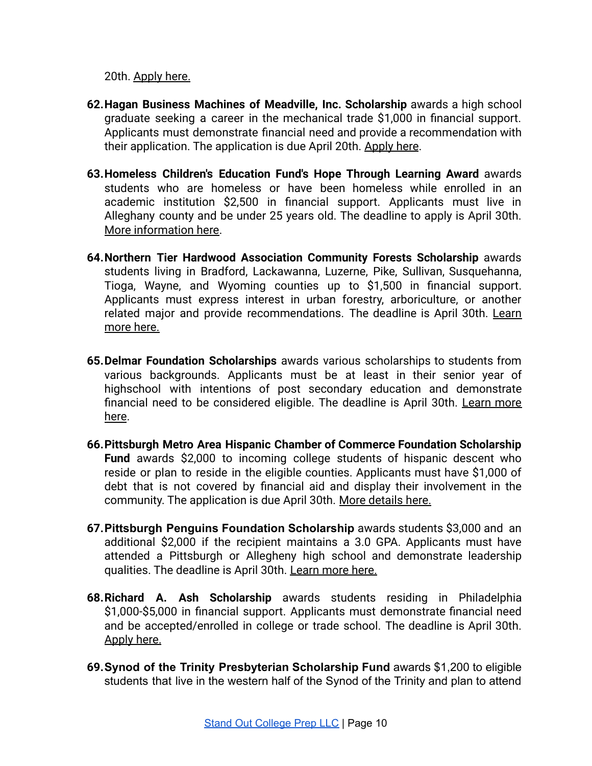20th. Apply here.

62. **Hagan Business Machines of Meadville, Inc. Scholarship** awards a high school graduate seeking a career in the mechanical trade $1,000 in financial support. Applicants must demonstrate financial need and provide a recommendation with their application. The application is due April 20th. Apply here.

63. **Homeless Children's Education Fund's Hope Through Learning Award** awards students who are homeless or have been homeless while enrolled in an academic institution $2,500 in financial support. Applicants must live in Alleghany county and be under 25 years old. The deadline to apply is April 30th. More information here.

64. **Northern Tier Hardwood Association Community Forests Scholarship** awards students living in Bradford, Lackawanna, Luzerne, Pike, Sullivan, Susquehanna, Tioga, Wayne, and Wyoming counties up to $1,500 in financial support. Applicants must express interest in urban forestry, arboriculture, or another related major and provide recommendations. The deadline is April 30th. Learn more here.

65. **Delmar Foundation Scholarships** awards various scholarships to students from various backgrounds. Applicants must be at least in their senior year of highschool with intentions of post secondary education and demonstrate financial need to be considered eligible. The deadline is April 30th. Learn more here.

66. **Pittsburgh Metro Area Hispanic Chamber of Commerce Foundation Scholarship Fund** awards $2,000 to incoming college students of hispanic descent who reside or plan to reside in the eligible counties. Applicants must have $1,000 of debt that is not covered by financial aid and display their involvement in the community. The application is due April 30th. More details here.

67. **Pittsburgh Penguins Foundation Scholarship** awards students $3,000 and an additional $2,000 if the recipient maintains a 3.0 GPA. Applicants must have attended a Pittsburgh or Allegheny high school and demonstrate leadership qualities. The deadline is April 30th. Learn more here.

68. **Richard A. Ash Scholarship** awards students residing in Philadelphia $1,000-$5,000 in financial support. Applicants must demonstrate financial need and be accepted/enrolled in college or trade school. The deadline is April 30th. Apply here.

69. **Synod of the Trinity Presbyterian Scholarship Fund** awards $1,200 to eligible students that live in the western half of the Synod of the Trinity and plan to attend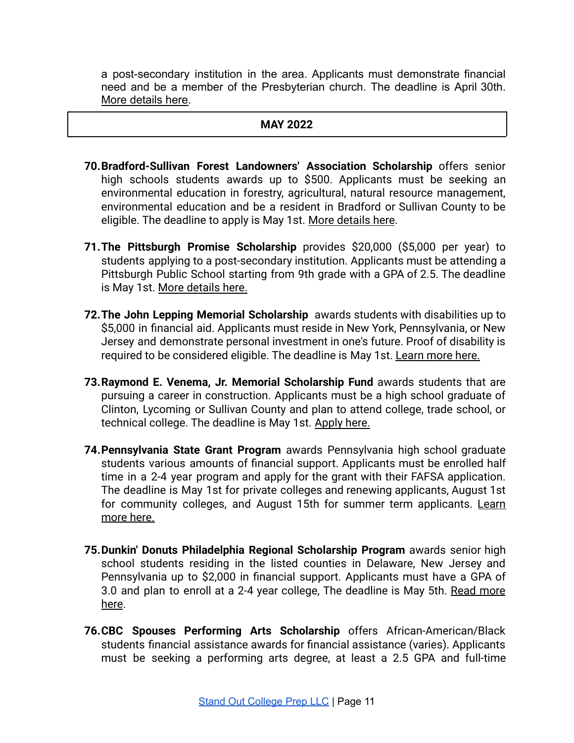a post-secondary institution in the area. Applicants must demonstrate financial need and be a member of the Presbyterian church. The deadline is April 30th. More details here.

## MAY 2022

70. **Bradford-Sullivan Forest Landowners' Association Scholarship** offers senior high schools students awards up to $500. Applicants must be seeking an environmental education in forestry, agricultural, natural resource management, environmental education and be a resident in Bradford or Sullivan County to be eligible. The deadline to apply is May 1st. More details here.

71. **The Pittsburgh Promise Scholarship** provides $20,000 ($5,000 per year) to students applying to a post-secondary institution. Applicants must be attending a Pittsburgh Public School starting from 9th grade with a GPA of 2.5. The deadline is May 1st. More details here.

72. **The John Lepping Memorial Scholarship** awards students with disabilities up to $5,000 in financial aid. Applicants must reside in New York, Pennsylvania, or New Jersey and demonstrate personal investment in one's future. Proof of disability is required to be considered eligible. The deadline is May 1st. Learn more here.

73. **Raymond E. Venema, Jr. Memorial Scholarship Fund** awards students that are pursuing a career in construction. Applicants must be a high school graduate of Clinton, Lycoming or Sullivan County and plan to attend college, trade school, or technical college. The deadline is May 1st. Apply here.

74. **Pennsylvania State Grant Program** awards Pennsylvania high school graduate students various amounts of financial support. Applicants must be enrolled half time in a 2-4 year program and apply for the grant with their FAFSA application. The deadline is May 1st for private colleges and renewing applicants, August 1st for community colleges, and August 15th for summer term applicants. Learn more here.

75. **Dunkin' Donuts Philadelphia Regional Scholarship Program** awards senior high school students residing in the listed counties in Delaware, New Jersey and Pennsylvania up to $2,000 in financial support. Applicants must have a GPA of 3.0 and plan to enroll at a 2-4 year college, The deadline is May 5th. Read more here.

76. **CBC Spouses Performing Arts Scholarship** offers African-American/Black students financial assistance awards for financial assistance (varies). Applicants must be seeking a performing arts degree, at least a 2.5 GPA and full-time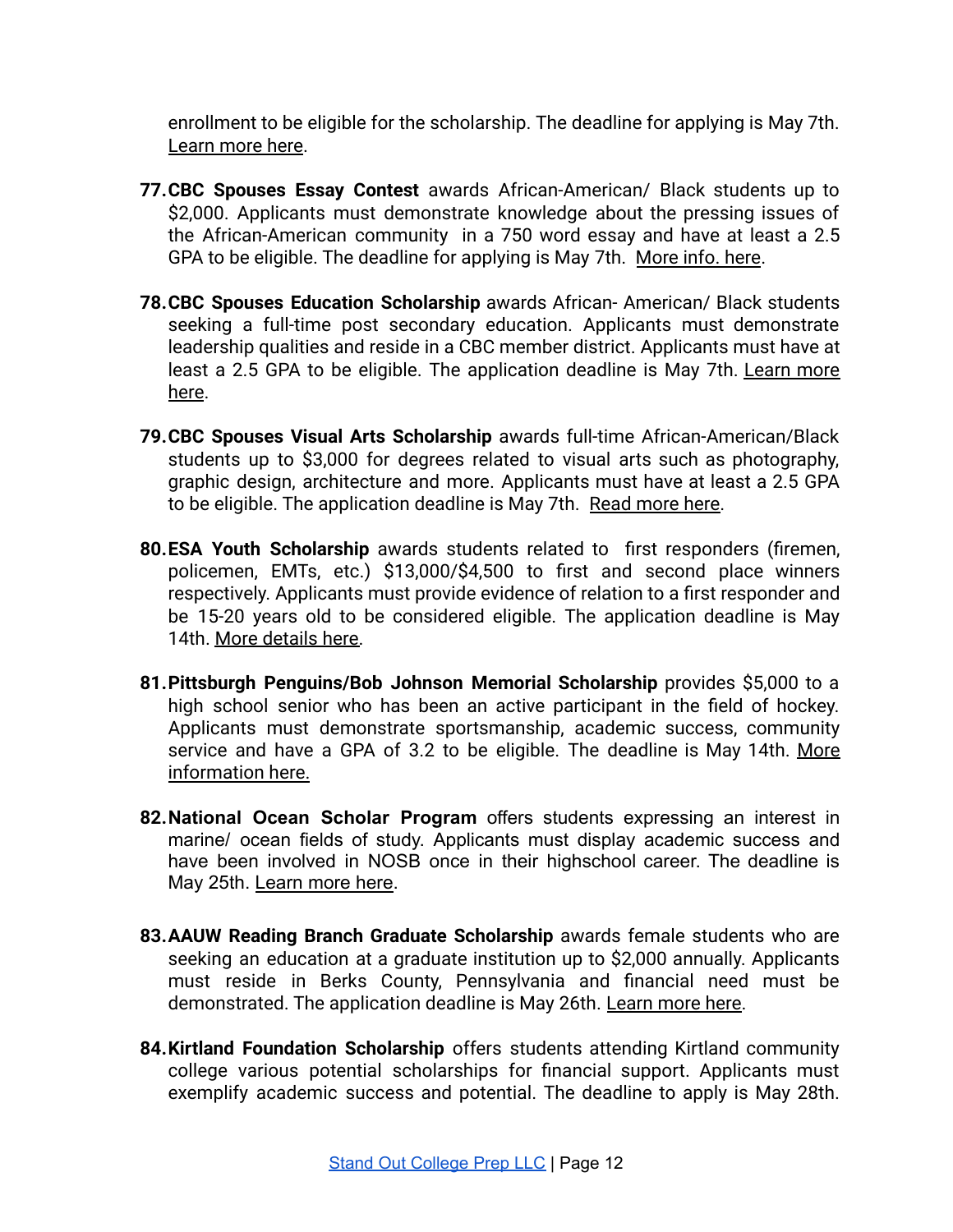enrollment to be eligible for the scholarship. The deadline for applying is May 7th. Learn more here.

77. **CBC Spouses Essay Contest** awards African-American/ Black students up to $2,000. Applicants must demonstrate knowledge about the pressing issues of the African-American community in a 750 word essay and have at least a 2.5 GPA to be eligible. The deadline for applying is May 7th. More info. here.

78. **CBC Spouses Education Scholarship** awards African- American/ Black students seeking a full-time post secondary education. Applicants must demonstrate leadership qualities and reside in a CBC member district. Applicants must have at least a 2.5 GPA to be eligible. The application deadline is May 7th. Learn more here.

79. **CBC Spouses Visual Arts Scholarship** awards full-time African-American/Black students up to $3,000 for degrees related to visual arts such as photography, graphic design, architecture and more. Applicants must have at least a 2.5 GPA to be eligible. The application deadline is May 7th. Read more here.

80. **ESA Youth Scholarship** awards students related to first responders (firemen, policemen, EMTs, etc.) $13,000/$4,500 to first and second place winners respectively. Applicants must provide evidence of relation to a first responder and be 15-20 years old to be considered eligible. The application deadline is May 14th. More details here.

81. **Pittsburgh Penguins/Bob Johnson Memorial Scholarship** provides $5,000 to a high school senior who has been an active participant in the field of hockey. Applicants must demonstrate sportsmanship, academic success, community service and have a GPA of 3.2 to be eligible. The deadline is May 14th. More information here.

82. **National Ocean Scholar Program** offers students expressing an interest in marine/ ocean fields of study. Applicants must display academic success and have been involved in NOSB once in their highschool career. The deadline is May 25th. Learn more here.

83. **AAUW Reading Branch Graduate Scholarship** awards female students who are seeking an education at a graduate institution up to $2,000 annually. Applicants must reside in Berks County, Pennsylvania and financial need must be demonstrated. The application deadline is May 26th. Learn more here.

84. **Kirtland Foundation Scholarship** offers students attending Kirtland community college various potential scholarships for financial support. Applicants must exemplify academic success and potential. The deadline to apply is May 28th.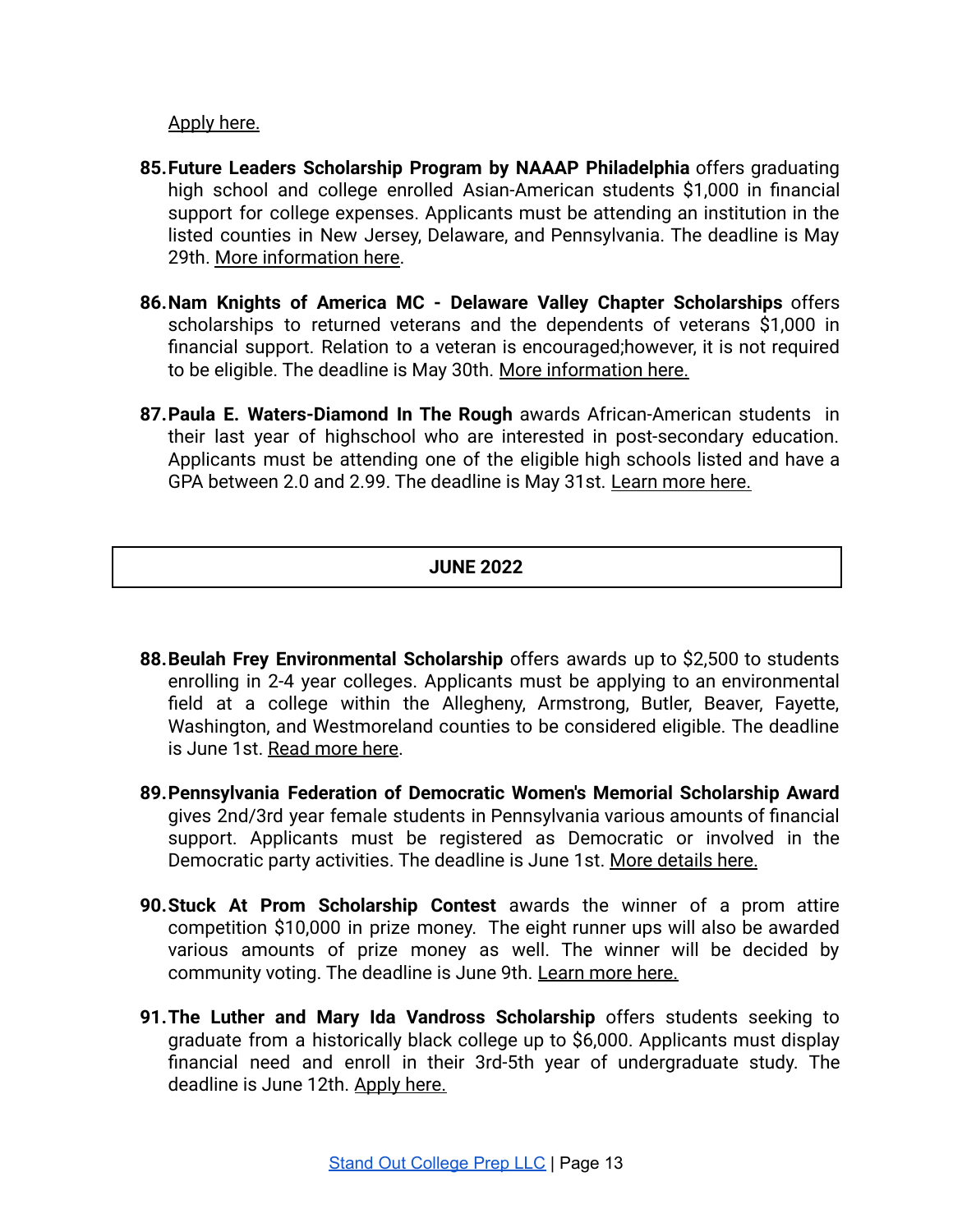Apply here.

85. **Future Leaders Scholarship Program by NAAAP Philadelphia** offers graduating high school and college enrolled Asian-American students $1,000 in financial support for college expenses. Applicants must be attending an institution in the listed counties in New Jersey, Delaware, and Pennsylvania. The deadline is May 29th. More information here.

86. **Nam Knights of America MC - Delaware Valley Chapter Scholarships** offers scholarships to returned veterans and the dependents of veterans $1,000 in financial support. Relation to a veteran is encouraged;however, it is not required to be eligible. The deadline is May 30th. More information here.

87. **Paula E. Waters-Diamond In The Rough** awards African-American students in their last year of highschool who are interested in post-secondary education. Applicants must be attending one of the eligible high schools listed and have a GPA between 2.0 and 2.99. The deadline is May 31st. Learn more here.

## JUNE 2022

88. **Beulah Frey Environmental Scholarship** offers awards up to $2,500 to students enrolling in 2-4 year colleges. Applicants must be applying to an environmental field at a college within the Allegheny, Armstrong, Butler, Beaver, Fayette, Washington, and Westmoreland counties to be considered eligible. The deadline is June 1st. Read more here.

89. **Pennsylvania Federation of Democratic Women's Memorial Scholarship Award** gives 2nd/3rd year female students in Pennsylvania various amounts of financial support. Applicants must be registered as Democratic or involved in the Democratic party activities. The deadline is June 1st. More details here.

90. **Stuck At Prom Scholarship Contest** awards the winner of a prom attire competition $10,000 in prize money. The eight runner ups will also be awarded various amounts of prize money as well. The winner will be decided by community voting. The deadline is June 9th. Learn more here.

91. **The Luther and Mary Ida Vandross Scholarship** offers students seeking to graduate from a historically black college up to $6,000. Applicants must display financial need and enroll in their 3rd-5th year of undergraduate study. The deadline is June 12th. Apply here.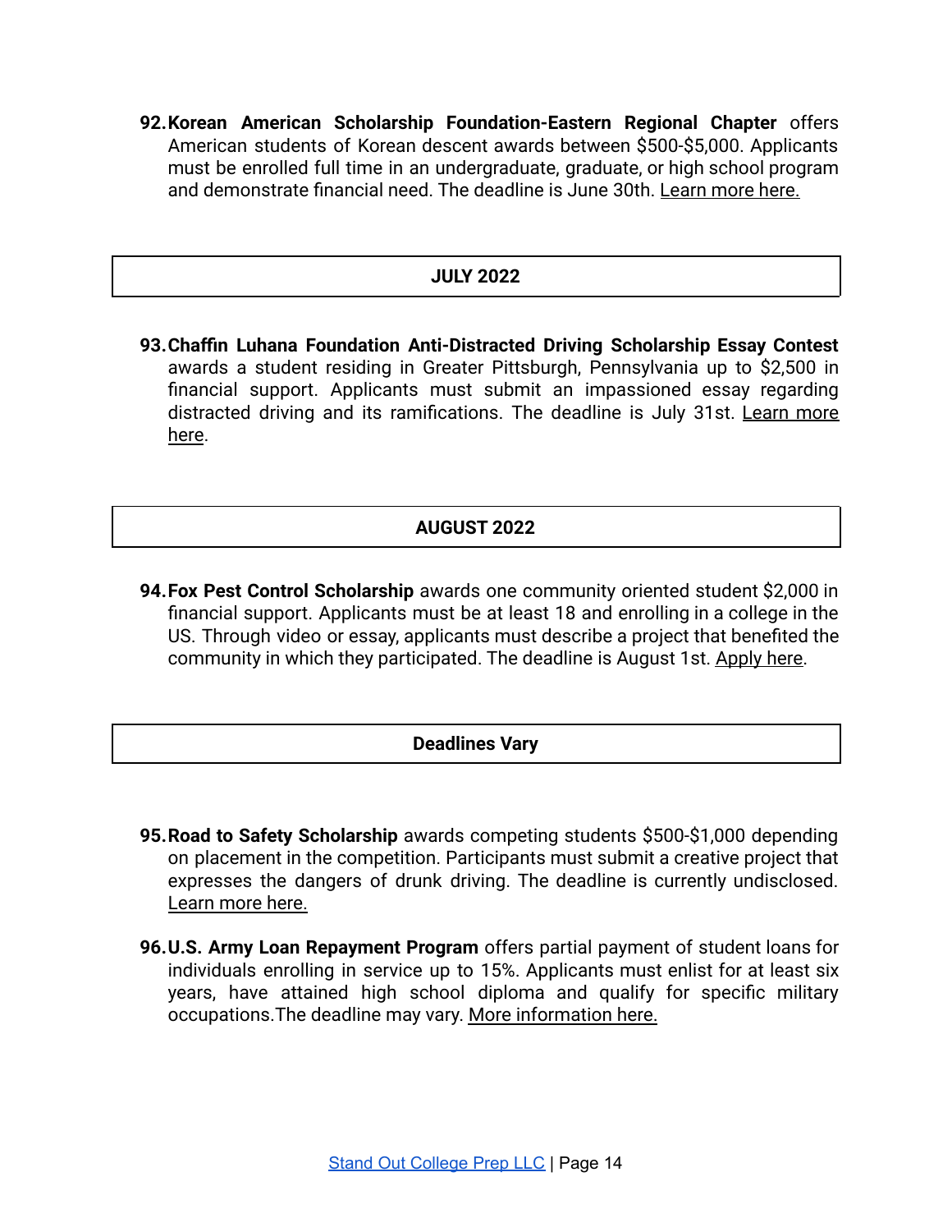92. **Korean American Scholarship Foundation-Eastern Regional Chapter** offers American students of Korean descent awards between $500-$5,000. Applicants must be enrolled full time in an undergraduate, graduate, or high school program and demonstrate financial need. The deadline is June 30th. Learn more here.

## JULY 2022

93. **Chaffin Luhana Foundation Anti-Distracted Driving Scholarship Essay Contest** awards a student residing in Greater Pittsburgh, Pennsylvania up to $2,500 in financial support. Applicants must submit an impassioned essay regarding distracted driving and its ramifications. The deadline is July 31st. Learn more here.

## AUGUST 2022

94. **Fox Pest Control Scholarship** awards one community oriented student $2,000 in financial support. Applicants must be at least 18 and enrolling in a college in the US. Through video or essay, applicants must describe a project that benefited the community in which they participated. The deadline is August 1st. Apply here.

## Deadlines Vary

95. **Road to Safety Scholarship** awards competing students $500-$1,000 depending on placement in the competition. Participants must submit a creative project that expresses the dangers of drunk driving. The deadline is currently undisclosed. Learn more here.

96. **U.S. Army Loan Repayment Program** offers partial payment of student loans for individuals enrolling in service up to 15%. Applicants must enlist for at least six years, have attained high school diploma and qualify for specific military occupations.The deadline may vary. More information here.